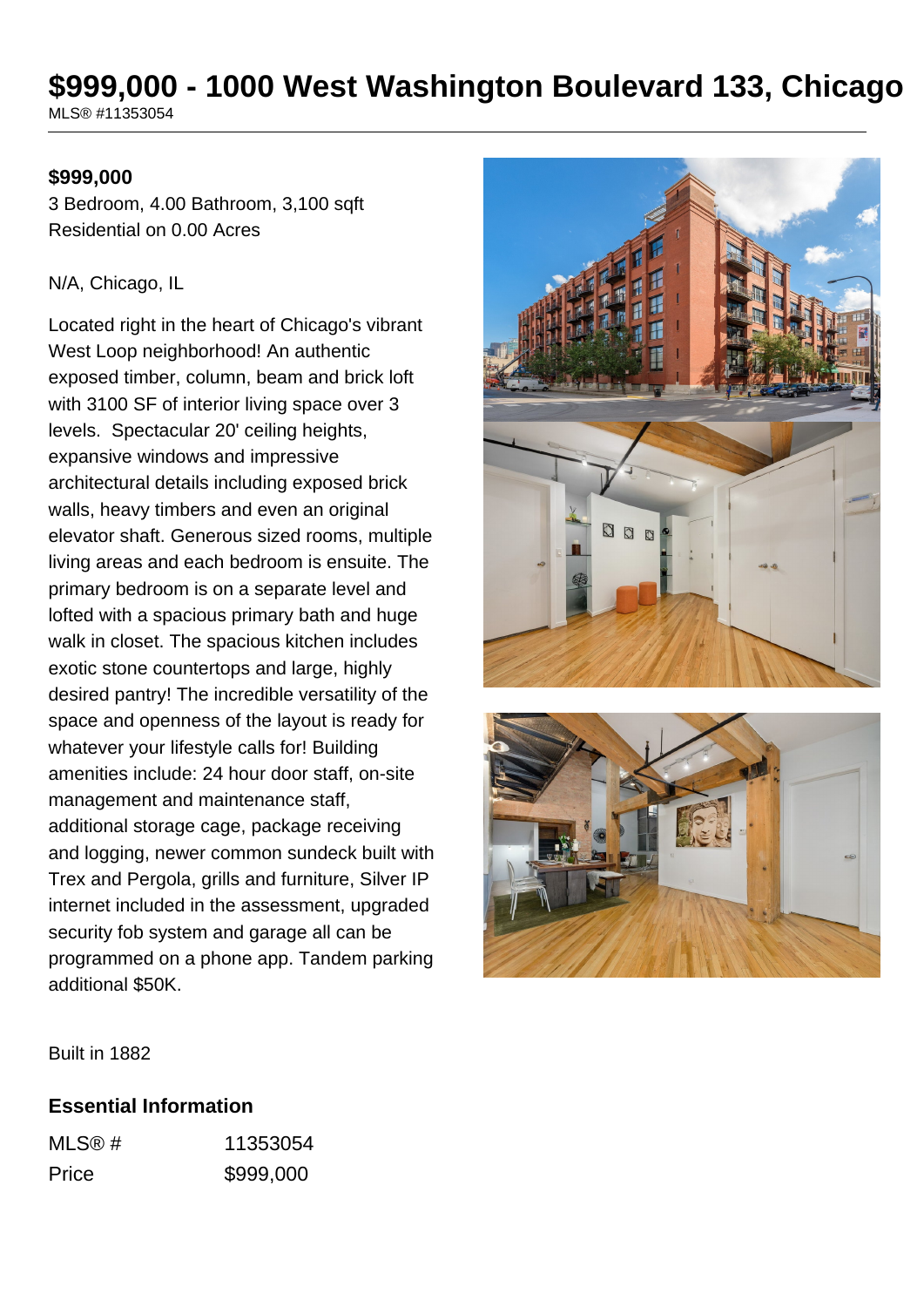# $999,000 - 1000 West Washington Boulevard 133, Chicago

MLS® #11353054

**$999,000**

3 Bedroom, 4.00 Bathroom, 3,100 sqft
Residential on 0.00 Acres

N/A, Chicago, IL

Located right in the heart of Chicago's vibrant West Loop neighborhood! An authentic exposed timber, column, beam and brick loft with 3100 SF of interior living space over 3 levels. Spectacular 20' ceiling heights, expansive windows and impressive architectural details including exposed brick walls, heavy timbers and even an original elevator shaft. Generous sized rooms, multiple living areas and each bedroom is ensuite. The primary bedroom is on a separate level and lofted with a spacious primary bath and huge walk in closet. The spacious kitchen includes exotic stone countertops and large, highly desired pantry! The incredible versatility of the space and openness of the layout is ready for whatever your lifestyle calls for! Building amenities include: 24 hour door staff, on-site management and maintenance staff, additional storage cage, package receiving and logging, newer common sundeck built with Trex and Pergola, grills and furniture, Silver IP internet included in the assessment, upgraded security fob system and garage all can be programmed on a phone app. Tandem parking additional $50K.

Built in 1882

## Essential Information

| MLS® # | 11353054 |
|---|---|
| Price | $999,000 |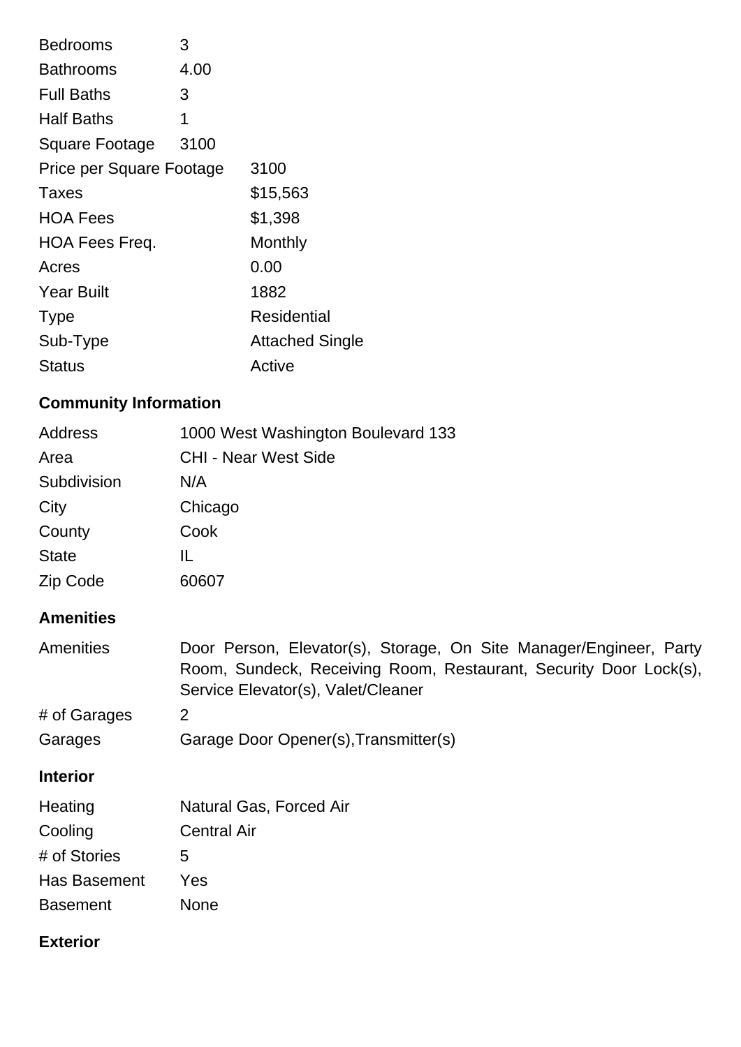| | |
|---|---|
| Bedrooms | 3 |
| Bathrooms | 4.00 |
| Full Baths | 3 |
| Half Baths | 1 |
| Square Footage | 3100 |
| Price per Square Footage | 3100 |
| Taxes | $15,563 |
| HOA Fees | $1,398 |
| HOA Fees Freq. | Monthly |
| Acres | 0.00 |
| Year Built | 1882 |
| Type | Residential |
| Sub-Type | Attached Single |
| Status | Active |

### Community Information

| | |
|---|---|
| Address | 1000 West Washington Boulevard 133 |
| Area | CHI - Near West Side |
| Subdivision | N/A |
| City | Chicago |
| County | Cook |
| State | IL |
| Zip Code | 60607 |

### Amenities

| | |
|---|---|
| Amenities | Door Person, Elevator(s), Storage, On Site Manager/Engineer, Party Room, Sundeck, Receiving Room, Restaurant, Security Door Lock(s), Service Elevator(s), Valet/Cleaner |
| # of Garages | 2 |
| Garages | Garage Door Opener(s),Transmitter(s) |

### Interior

| | |
|---|---|
| Heating | Natural Gas, Forced Air |
| Cooling | Central Air |
| # of Stories | 5 |
| Has Basement | Yes |
| Basement | None |

### Exterior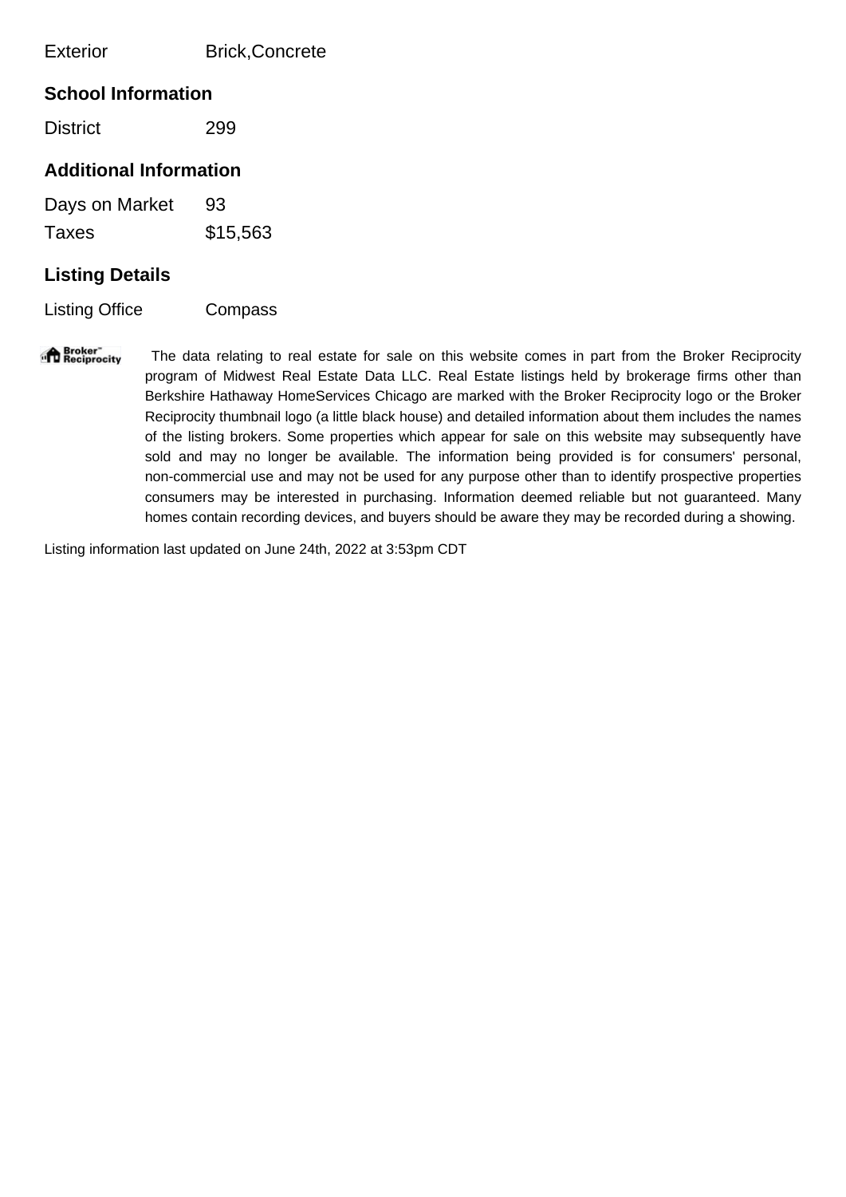| | |
|---|---|
| Exterior | Brick,Concrete |

## School Information

| | |
|---|---|
| District | 299 |

## Additional Information

| | |
|---|---|
| Days on Market | 93 |
| Taxes | $15,563 |

## Listing Details

| | |
|---|---|
| Listing Office | Compass |

Broker Reciprocity

The data relating to real estate for sale on this website comes in part from the Broker Reciprocity program of Midwest Real Estate Data LLC. Real Estate listings held by brokerage firms other than Berkshire Hathaway HomeServices Chicago are marked with the Broker Reciprocity logo or the Broker Reciprocity thumbnail logo (a little black house) and detailed information about them includes the names of the listing brokers. Some properties which appear for sale on this website may subsequently have sold and may no longer be available. The information being provided is for consumers' personal, non-commercial use and may not be used for any purpose other than to identify prospective properties consumers may be interested in purchasing. Information deemed reliable but not guaranteed. Many homes contain recording devices, and buyers should be aware they may be recorded during a showing.

Listing information last updated on June 24th, 2022 at 3:53pm CDT